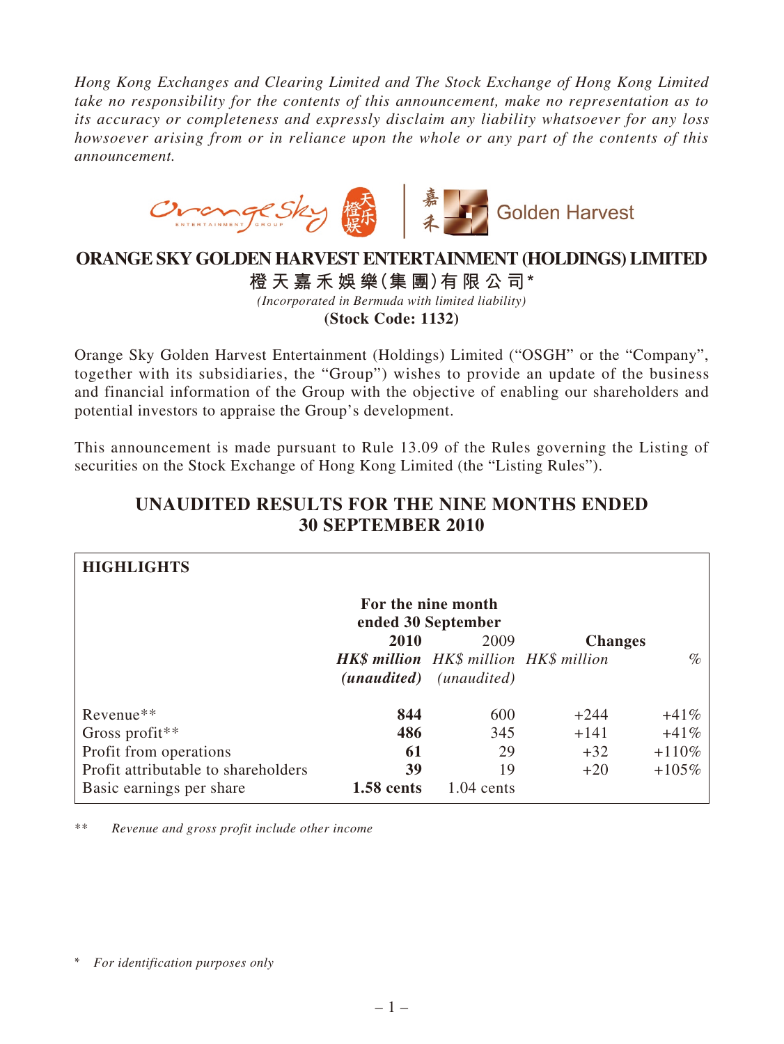*Hong Kong Exchanges and Clearing Limited and The Stock Exchange of Hong Kong Limited take no responsibility for the contents of this announcement, make no representation as to its accuracy or completeness and expressly disclaim any liability whatsoever for any loss howsoever arising from or in reliance upon the whole or any part of the contents of this announcement.*

# ORANGE SKY GOLDEN HARVEST ENTERTAINMENT (HOLDINGS) LIMITED

**橙天嘉禾娛樂(集團)有限公司***

*(Incorporated in Bermuda with limited liability)*

**(Stock Code: 1132)**

Orange Sky Golden Harvest Entertainment (Holdings) Limited ("OSGH" or the "Company", together with its subsidiaries, the "Group") wishes to provide an update of the business and financial information of the Group with the objective of enabling our shareholders and potential investors to appraise the Group's development.

This announcement is made pursuant to Rule 13.09 of the Rules governing the Listing of securities on the Stock Exchange of Hong Kong Limited (the "Listing Rules").

## UNAUDITED RESULTS FOR THE NINE MONTHS ENDED 30 SEPTEMBER 2010

**HIGHLIGHTS**

| | For the nine month ended 30 September | | Changes | |
|---|---|---|---|---|
| | **2010** | 2009 | | |
| | ***HK$ million*** | *HK$ million* | *HK$ million* | *%* |
| | ***(unaudited)*** | *(unaudited)* | | |
| Revenue** | **844** | 600 | +244 | +41% |
| Gross profit** | **486** | 345 | +141 | +41% |
| Profit from operations | **61** | 29 | +32 | +110% |
| Profit attributable to shareholders | **39** | 19 | +20 | +105% |
| Basic earnings per share | **1.58 cents** | 1.04 cents | | |

** *Revenue and gross profit include other income*

\* *For identification purposes only*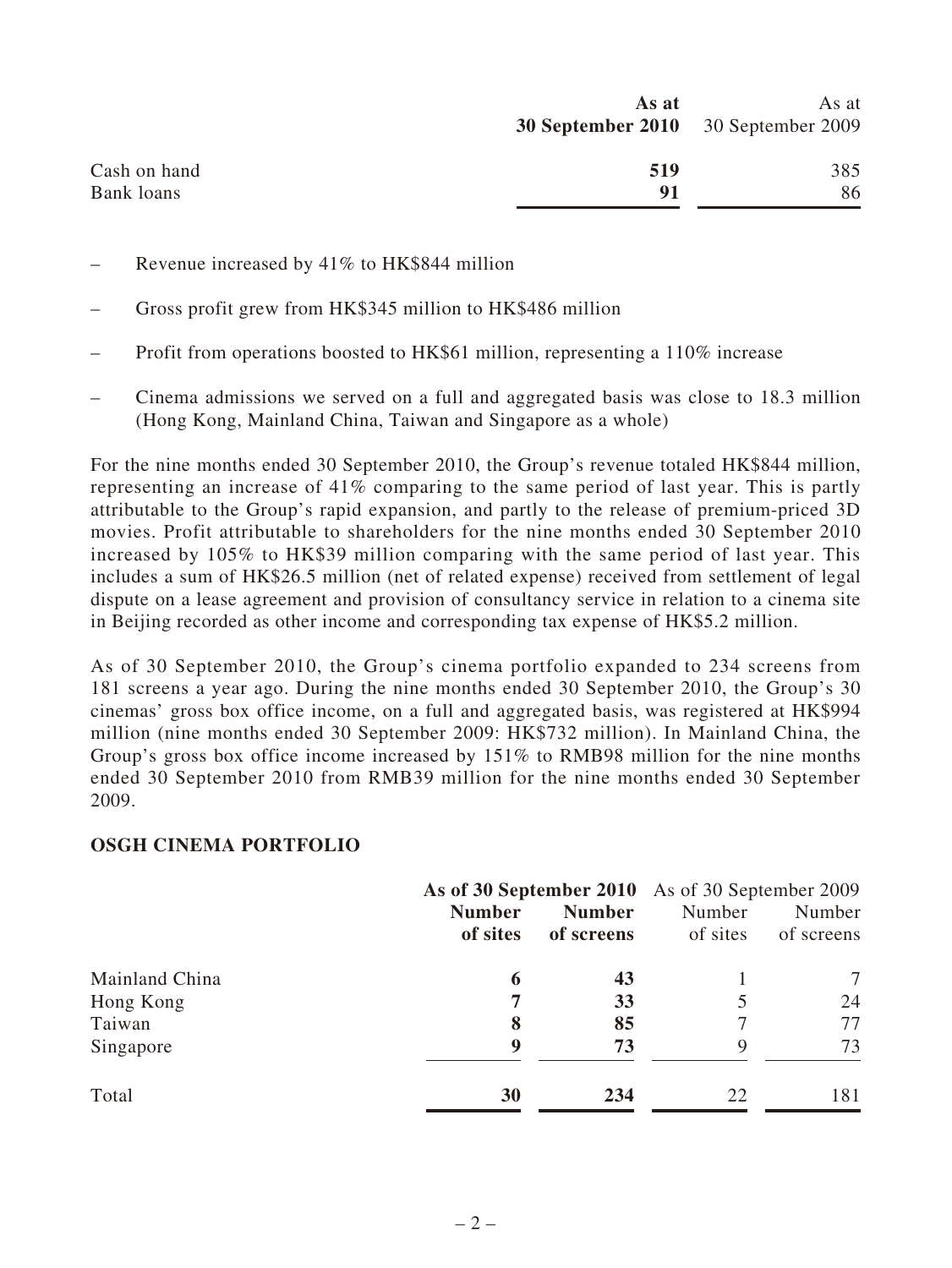| | As at 30 September 2010 | As at 30 September 2009 |
|---|---|---|
| Cash on hand | **519** | 385 |
| Bank loans | **91** | 86 |

- Revenue increased by 41% to HK$844 million
- Gross profit grew from HK$345 million to HK$486 million
- Profit from operations boosted to HK$61 million, representing a 110% increase
- Cinema admissions we served on a full and aggregated basis was close to 18.3 million (Hong Kong, Mainland China, Taiwan and Singapore as a whole)

For the nine months ended 30 September 2010, the Group's revenue totaled HK$844 million, representing an increase of 41% comparing to the same period of last year. This is partly attributable to the Group's rapid expansion, and partly to the release of premium-priced 3D movies. Profit attributable to shareholders for the nine months ended 30 September 2010 increased by 105% to HK$39 million comparing with the same period of last year. This includes a sum of HK$26.5 million (net of related expense) received from settlement of legal dispute on a lease agreement and provision of consultancy service in relation to a cinema site in Beijing recorded as other income and corresponding tax expense of HK$5.2 million.

As of 30 September 2010, the Group's cinema portfolio expanded to 234 screens from 181 screens a year ago. During the nine months ended 30 September 2010, the Group's 30 cinemas' gross box office income, on a full and aggregated basis, was registered at HK$994 million (nine months ended 30 September 2009: HK$732 million). In Mainland China, the Group's gross box office income increased by 151% to RMB98 million for the nine months ended 30 September 2010 from RMB39 million for the nine months ended 30 September 2009.

**OSGH CINEMA PORTFOLIO**

| | **As of 30 September 2010** | | As of 30 September 2009 | |
|---|---|---|---|---|
| | **Number of sites** | **Number of screens** | Number of sites | Number of screens |
| Mainland China | **6** | **43** | 1 | 7 |
| Hong Kong | **7** | **33** | 5 | 24 |
| Taiwan | **8** | **85** | 7 | 77 |
| Singapore | **9** | **73** | 9 | 73 |
| Total | **30** | **234** | 22 | 181 |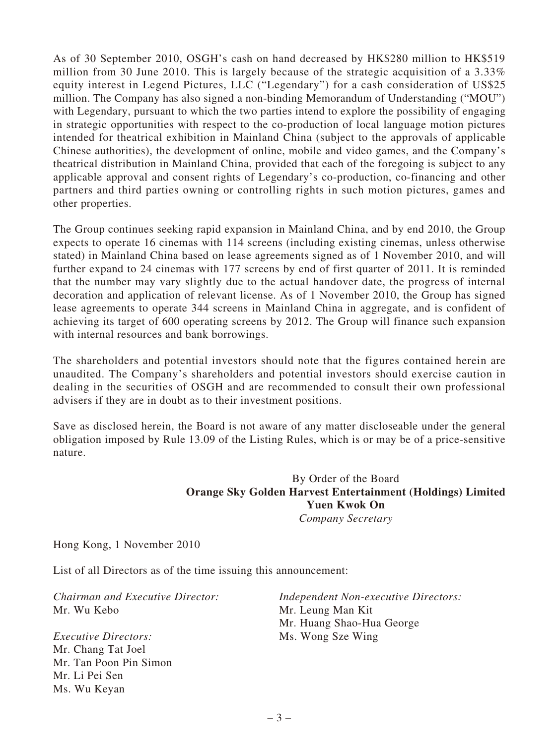As of 30 September 2010, OSGH's cash on hand decreased by HK$280 million to HK$519 million from 30 June 2010. This is largely because of the strategic acquisition of a 3.33% equity interest in Legend Pictures, LLC ("Legendary") for a cash consideration of US$25 million. The Company has also signed a non-binding Memorandum of Understanding ("MOU") with Legendary, pursuant to which the two parties intend to explore the possibility of engaging in strategic opportunities with respect to the co-production of local language motion pictures intended for theatrical exhibition in Mainland China (subject to the approvals of applicable Chinese authorities), the development of online, mobile and video games, and the Company's theatrical distribution in Mainland China, provided that each of the foregoing is subject to any applicable approval and consent rights of Legendary's co-production, co-financing and other partners and third parties owning or controlling rights in such motion pictures, games and other properties.

The Group continues seeking rapid expansion in Mainland China, and by end 2010, the Group expects to operate 16 cinemas with 114 screens (including existing cinemas, unless otherwise stated) in Mainland China based on lease agreements signed as of 1 November 2010, and will further expand to 24 cinemas with 177 screens by end of first quarter of 2011. It is reminded that the number may vary slightly due to the actual handover date, the progress of internal decoration and application of relevant license. As of 1 November 2010, the Group has signed lease agreements to operate 344 screens in Mainland China in aggregate, and is confident of achieving its target of 600 operating screens by 2012. The Group will finance such expansion with internal resources and bank borrowings.

The shareholders and potential investors should note that the figures contained herein are unaudited. The Company's shareholders and potential investors should exercise caution in dealing in the securities of OSGH and are recommended to consult their own professional advisers if they are in doubt as to their investment positions.

Save as disclosed herein, the Board is not aware of any matter discloseable under the general obligation imposed by Rule 13.09 of the Listing Rules, which is or may be of a price-sensitive nature.

By Order of the Board
**Orange Sky Golden Harvest Entertainment (Holdings) Limited**
**Yuen Kwok On**
*Company Secretary*

Hong Kong, 1 November 2010

List of all Directors as of the time issuing this announcement:

*Chairman and Executive Director:*
Mr. Wu Kebo

*Executive Directors:*
Mr. Chang Tat Joel
Mr. Tan Poon Pin Simon
Mr. Li Pei Sen
Ms. Wu Keyan

*Independent Non-executive Directors:*
Mr. Leung Man Kit
Mr. Huang Shao-Hua George
Ms. Wong Sze Wing